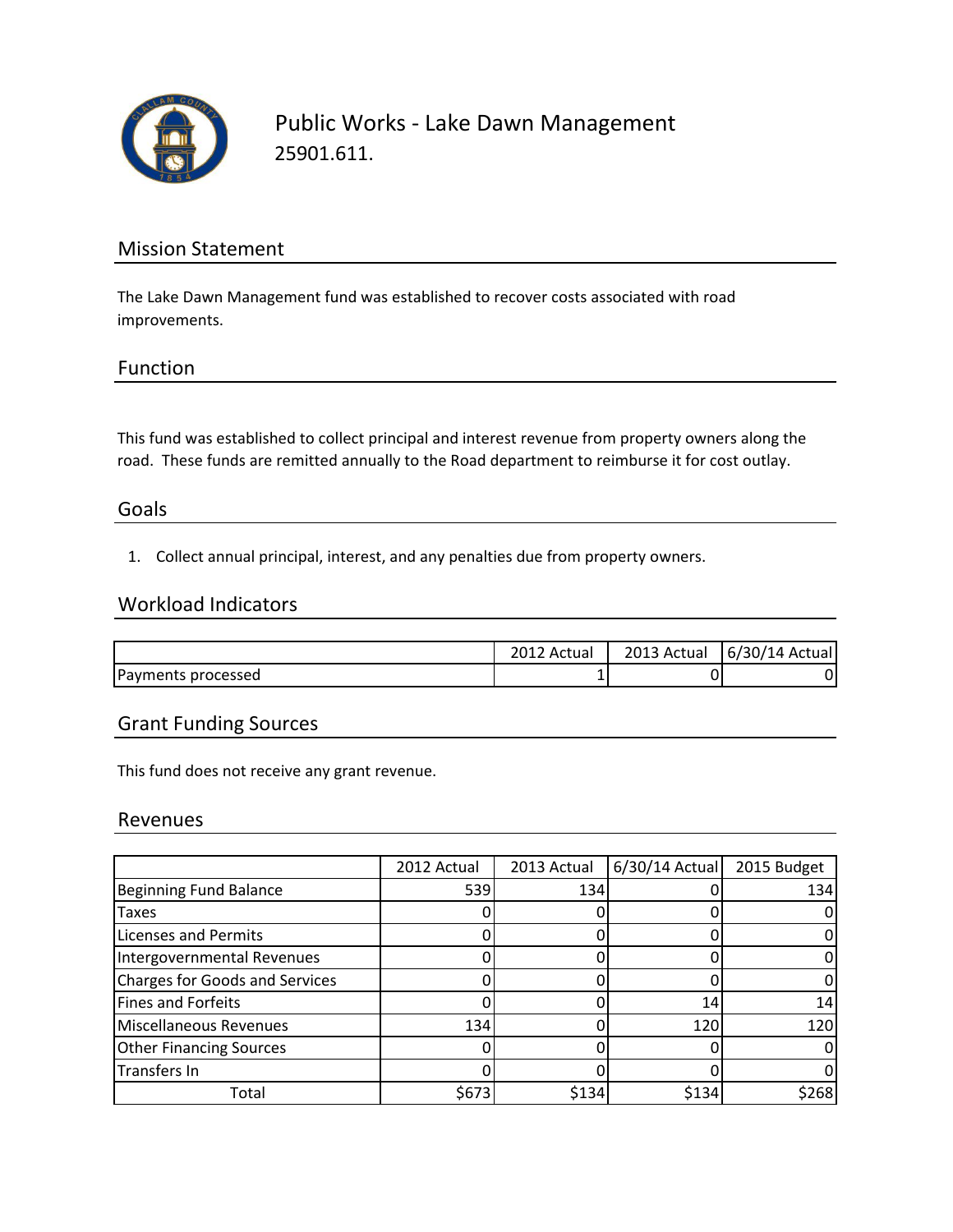# Public Works - Lake Dawn Management

25901.611.

## Mission Statement

The Lake Dawn Management fund was established to recover costs associated with road improvements.

## Function

This fund was established to collect principal and interest revenue from property owners along the road. These funds are remitted annually to the Road department to reimburse it for cost outlay.

## Goals

1. Collect annual principal, interest, and any penalties due from property owners.

## Workload Indicators

| | 2012 Actual | 2013 Actual | 6/30/14 Actual |
|---|---|---|---|
| Payments processed | 1 | 0 | 0 |

## Grant Funding Sources

This fund does not receive any grant revenue.

## Revenues

| | 2012 Actual | 2013 Actual | 6/30/14 Actual | 2015 Budget |
|---|---|---|---|---|
| Beginning Fund Balance | 539 | 134 | 0 | 134 |
| Taxes | 0 | 0 | 0 | 0 |
| Licenses and Permits | 0 | 0 | 0 | 0 |
| Intergovernmental Revenues | 0 | 0 | 0 | 0 |
| Charges for Goods and Services | 0 | 0 | 0 | 0 |
| Fines and Forfeits | 0 | 0 | 14 | 14 |
| Miscellaneous Revenues | 134 | 0 | 120 | 120 |
| Other Financing Sources | 0 | 0 | 0 | 0 |
| Transfers In | 0 | 0 | 0 | 0 |
| Total | $673 | $134 | $134 | $268 |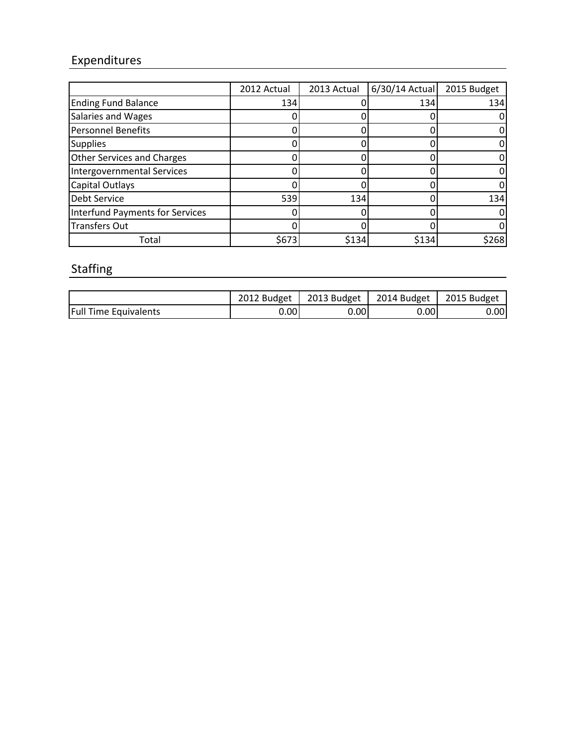## Expenditures

| | 2012 Actual | 2013 Actual | 6/30/14 Actual | 2015 Budget |
|---|---|---|---|---|
| Ending Fund Balance | 134 | 0 | 134 | 134 |
| Salaries and Wages | 0 | 0 | 0 | 0 |
| Personnel Benefits | 0 | 0 | 0 | 0 |
| Supplies | 0 | 0 | 0 | 0 |
| Other Services and Charges | 0 | 0 | 0 | 0 |
| Intergovernmental Services | 0 | 0 | 0 | 0 |
| Capital Outlays | 0 | 0 | 0 | 0 |
| Debt Service | 539 | 134 | 0 | 134 |
| Interfund Payments for Services | 0 | 0 | 0 | 0 |
| Transfers Out | 0 | 0 | 0 | 0 |
| Total | $673 | $134 | $134 | $268 |

## Staffing

| | 2012 Budget | 2013 Budget | 2014 Budget | 2015 Budget |
|---|---|---|---|---|
| Full Time Equivalents | 0.00 | 0.00 | 0.00 | 0.00 |